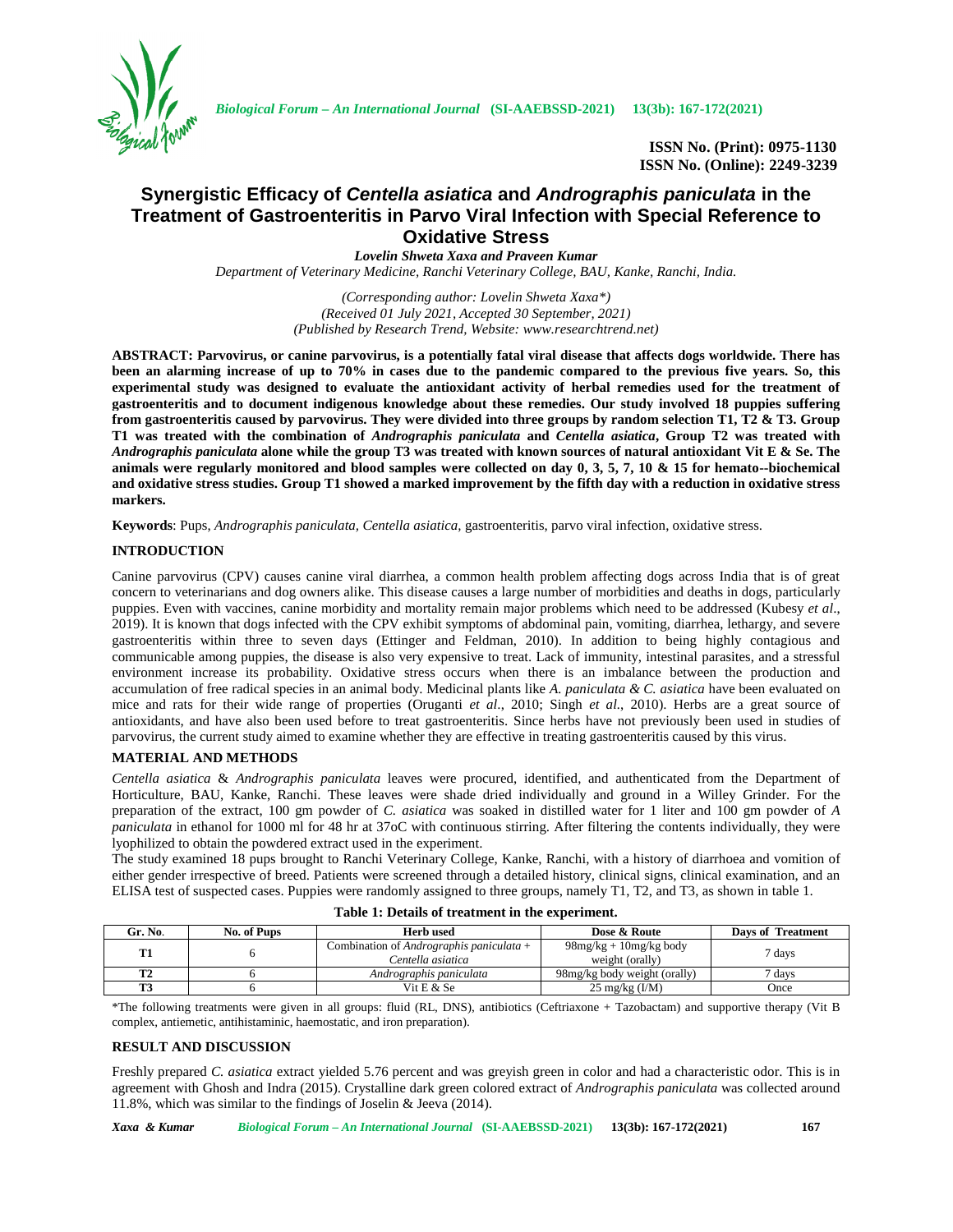ISSN No. (Print): 0975-1130
ISSN No. (Online): 2249-3239

# Synergistic Efficacy of *Centella asiatica* and *Andrographis paniculata* in the Treatment of Gastroenteritis in Parvo Viral Infection with Special Reference to Oxidative Stress

***Lovelin Shweta Xaxa and Praveen Kumar***
*Department of Veterinary Medicine, Ranchi Veterinary College, BAU, Kanke, Ranchi, India.*

*(Corresponding author: Lovelin Shweta Xaxa\*)*
*(Received 01 July 2021, Accepted 30 September, 2021)*
*(Published by Research Trend, Website: www.researchtrend.net)*

**ABSTRACT: Parvovirus, or canine parvovirus, is a potentially fatal viral disease that affects dogs worldwide. There has been an alarming increase of up to 70% in cases due to the pandemic compared to the previous five years. So, this experimental study was designed to evaluate the antioxidant activity of herbal remedies used for the treatment of gastroenteritis and to document indigenous knowledge about these remedies. Our study involved 18 puppies suffering from gastroenteritis caused by parvovirus. They were divided into three groups by random selection T1, T2 & T3. Group T1 was treated with the combination of *Andrographis paniculata* and *Centella asiatica*, Group T2 was treated with *Andrographis paniculata* alone while the group T3 was treated with known sources of natural antioxidant Vit E & Se. The animals were regularly monitored and blood samples were collected on day 0, 3, 5, 7, 10 & 15 for hemato--biochemical and oxidative stress studies. Group T1 showed a marked improvement by the fifth day with a reduction in oxidative stress markers.**

**Keywords**: Pups, *Andrographis paniculata, Centella asiatica,* gastroenteritis, parvo viral infection, oxidative stress.

## INTRODUCTION

Canine parvovirus (CPV) causes canine viral diarrhea, a common health problem affecting dogs across India that is of great concern to veterinarians and dog owners alike. This disease causes a large number of morbidities and deaths in dogs, particularly puppies. Even with vaccines, canine morbidity and mortality remain major problems which need to be addressed (Kubesy *et al*., 2019). It is known that dogs infected with the CPV exhibit symptoms of abdominal pain, vomiting, diarrhea, lethargy, and severe gastroenteritis within three to seven days (Ettinger and Feldman, 2010). In addition to being highly contagious and communicable among puppies, the disease is also very expensive to treat. Lack of immunity, intestinal parasites, and a stressful environment increase its probability. Oxidative stress occurs when there is an imbalance between the production and accumulation of free radical species in an animal body. Medicinal plants like *A. paniculata & C. asiatica* have been evaluated on mice and rats for their wide range of properties (Oruganti *et al*., 2010; Singh *et al*., 2010). Herbs are a great source of antioxidants, and have also been used before to treat gastroenteritis. Since herbs have not previously been used in studies of parvovirus, the current study aimed to examine whether they are effective in treating gastroenteritis caused by this virus.

## MATERIAL AND METHODS

*Centella asiatica* & *Andrographis paniculata* leaves were procured, identified, and authenticated from the Department of Horticulture, BAU, Kanke, Ranchi. These leaves were shade dried individually and ground in a Willey Grinder. For the preparation of the extract, 100 gm powder of *C. asiatica* was soaked in distilled water for 1 liter and 100 gm powder of *A paniculata* in ethanol for 1000 ml for 48 hr at 37oC with continuous stirring. After filtering the contents individually, they were lyophilized to obtain the powdered extract used in the experiment.

The study examined 18 pups brought to Ranchi Veterinary College, Kanke, Ranchi, with a history of diarrhoea and vomition of either gender irrespective of breed. Patients were screened through a detailed history, clinical signs, clinical examination, and an ELISA test of suspected cases. Puppies were randomly assigned to three groups, namely T1, T2, and T3, as shown in table 1.

**Table 1: Details of treatment in the experiment.**

| Gr. No. | No. of Pups | Herb used | Dose & Route | Days of Treatment |
|---|---|---|---|---|
| T1 | 6 | Combination of *Andrographis paniculata* + *Centella asiatica* | 98mg/kg + 10mg/kg body weight (orally) | 7 days |
| T2 | 6 | *Andrographis paniculata* | 98mg/kg body weight (orally) | 7 days |
| T3 | 6 | Vit E & Se | 25 mg/kg (I/M) | Once |

\*The following treatments were given in all groups: fluid (RL, DNS), antibiotics (Ceftriaxone + Tazobactam) and supportive therapy (Vit B complex, antiemetic, antihistaminic, haemostatic, and iron preparation).

## RESULT AND DISCUSSION

Freshly prepared *C. asiatica* extract yielded 5.76 percent and was greyish green in color and had a characteristic odor. This is in agreement with Ghosh and Indra (2015). Crystalline dark green colored extract of *Andrographis paniculata* was collected around 11.8%, which was similar to the findings of Joselin & Jeeva (2014).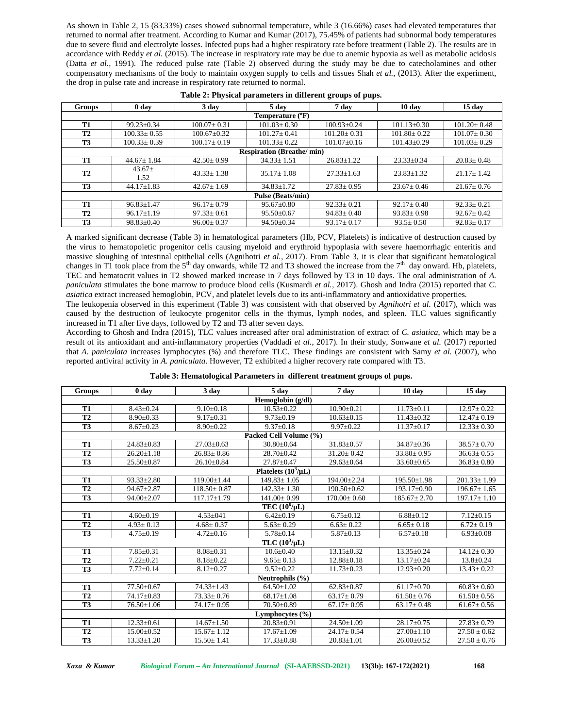As shown in Table 2, 15 (83.33%) cases showed subnormal temperature, while 3 (16.66%) cases had elevated temperatures that returned to normal after treatment. According to Kumar and Kumar (2017), 75.45% of patients had subnormal body temperatures due to severe fluid and electrolyte losses. Infected pups had a higher respiratory rate before treatment (Table 2). The results are in accordance with Reddy *et al.* (2015). The increase in respiratory rate may be due to anemic hypoxia as well as metabolic acidosis (Datta *et al.*, 1991). The reduced pulse rate (Table 2) observed during the study may be due to catecholamines and other compensatory mechanisms of the body to maintain oxygen supply to cells and tissues Shah *et al.*, (2013). After the experiment, the drop in pulse rate and increase in respiratory rate returned to normal.

**Table 2: Physical parameters in different groups of pups.**

| Groups | 0 day | 3 day | 5 day | 7 day | 10 day | 15 day |
|---|---|---|---|---|---|---|
| **Temperature (ºF)** | | | | | | |
| **T1** | 99.23±0.34 | 100.07± 0.31 | 101.03± 0.30 | 100.93±0.24 | 101.13±0.30 | 101.20± 0.48 |
| **T2** | 100.33± 0.55 | 100.67±0.32 | 101.27± 0.41 | 101.20± 0.31 | 101.80± 0.22 | 101.07± 0.30 |
| **T3** | 100.33± 0.39 | 100.17± 0.19 | 101.33± 0.22 | 101.07±0.16 | 101.43±0.29 | 101.03± 0.29 |
| **Respiration (Breathe/ min)** | | | | | | |
| **T1** | 44.67± 1.84 | 42.50± 0.99 | 34.33± 1.51 | 26.83±1.22 | 23.33±0.34 | 20.83± 0.48 |
| **T2** | 43.67± 1.52 | 43.33± 1.38 | 35.17± 1.08 | 27.33±1.63 | 23.83±1.32 | 21.17± 1.42 |
| **T3** | 44.17±1.83 | 42.67± 1.69 | 34.83±1.72 | 27.83± 0.95 | 23.67± 0.46 | 21.67± 0.76 |
| **Pulse (Beats/min)** | | | | | | |
| **T1** | 96.83±1.47 | 96.17± 0.79 | 95.67±0.80 | 92.33± 0.21 | 92.17± 0.40 | 92.33± 0.21 |
| **T2** | 96.17±1.19 | 97.33± 0.61 | 95.50±0.67 | 94.83± 0.40 | 93.83± 0.98 | 92.67± 0.42 |
| **T3** | 98.83±0.40 | 96.00± 0.37 | 94.50±0.34 | 93.17± 0.17 | 93.5± 0.50 | 92.83± 0.17 |

A marked significant decrease (Table 3) in hematological parameters (Hb, PCV, Platelets) is indicative of destruction caused by the virus to hematopoietic progenitor cells causing myeloid and erythroid hypoplasia with severe haemorrhagic enteritis and massive sloughing of intestinal epithelial cells (Agnihotri *et al.*, 2017). From Table 3, it is clear that significant hematological changes in T1 took place from the 5th day onwards, while T2 and T3 showed the increase from the 7th day onward. Hb, platelets, TEC and hematocrit values in T2 showed marked increase in 7 days followed by T3 in 10 days. The oral administration of *A. paniculata* stimulates the bone marrow to produce blood cells (Kusmardi *et al.*, 2017). Ghosh and Indra (2015) reported that *C. asiatica* extract increased hemoglobin, PCV, and platelet levels due to its anti-inflammatory and antioxidative properties.

The leukopenia observed in this experiment (Table 3) was consistent with that observed by *Agnihotri et al.* (2017), which was caused by the destruction of leukocyte progenitor cells in the thymus, lymph nodes, and spleen. TLC values significantly increased in T1 after five days, followed by T2 and T3 after seven days.

According to Ghosh and Indra (2015), TLC values increased after oral administration of extract of *C. asiatica*, which may be a result of its antioxidant and anti-inflammatory properties (Vaddadi *et al.*, 2017). In their study, Sonwane *et al.* (2017) reported that *A. paniculata* increases lymphocytes (%) and therefore TLC. These findings are consistent with Samy *et al.* (2007), who reported antiviral activity in *A. paniculata*. However, T2 exhibited a higher recovery rate compared with T3.

**Table 3: Hematological Parameters in different treatment groups of pups.**

| Groups | 0 day | 3 day | 5 day | 7 day | 10 day | 15 day |
|---|---|---|---|---|---|---|
| **Hemoglobin (g/dl)** | | | | | | |
| **T1** | 8.43±0.24 | 9.10±0.18 | 10.53±0.22 | 10.90±0.21 | 11.73±0.11 | 12.97± 0.22 |
| **T2** | 8.90±0.33 | 9.17±0.31 | 9.73±0.19 | 10.63±0.15 | 11.43±0.32 | 12.47± 0.19 |
| **T3** | 8.67±0.23 | 8.90±0.22 | 9.37±0.18 | 9.97±0.22 | 11.37±0.17 | 12.33± 0.30 |
| **Packed Cell Volume (%)** | | | | | | |
| **T1** | 24.83±0.83 | 27.03±0.63 | 30.80±0.64 | 31.83±0.57 | 34.87±0.36 | 38.57± 0.70 |
| **T2** | 26.20±1.18 | 26.83± 0.86 | 28.70±0.42 | 31.20± 0.42 | 33.80± 0.95 | 36.63± 0.55 |
| **T3** | 25.50±0.87 | 26.10±0.84 | 27.87±0.47 | 29.63±0.64 | 33.60±0.65 | 36.83± 0.80 |
| **Platelets ($10^3$/μL)** | | | | | | |
| **T1** | 93.33±2.80 | 119.00±1.44 | 149.83± 1.05 | 194.00±2.24 | 195.50±1.98 | 201.33± 1.99 |
| **T2** | 94.67±2.87 | 118.50± 0.87 | 142.33± 1.30 | 190.50±0.62 | 193.17±0.90 | 196.67± 1.65 |
| **T3** | 94.00±2.07 | 117.17±1.79 | 141.00± 0.99 | 170.00± 0.60 | 185.67± 2.70 | 197.17± 1.10 |
| **TEC ($10^6$/μL)** | | | | | | |
| **T1** | 4.60±0.19 | 4.53±041 | 6.42±0.19 | 6.75±0.12 | 6.88±0.12 | 7.12±0.15 |
| **T2** | 4.93± 0.13 | 4.68± 0.37 | 5.63± 0.29 | 6.63± 0.22 | 6.65± 0.18 | 6.72± 0.19 |
| **T3** | 4.75±0.19 | 4.72±0.16 | 5.78±0.14 | 5.87±0.13 | 6.57±0.18 | 6.93±0.08 |
| **TLC ($10^3$/μL)** | | | | | | |
| **T1** | 7.85±0.31 | 8.08±0.31 | 10.6±0.40 | 13.15±0.32 | 13.35±0.24 | 14.12± 0.30 |
| **T2** | 7.22±0.21 | 8.18±0.22 | 9.65± 0.13 | 12.88±0.18 | 13.17±0.24 | 13.8±0.24 |
| **T3** | 7.72±0.14 | 8.12±0.27 | 9.52±0.22 | 11.73±0.23 | 12.93±0.20 | 13.43± 0.22 |
| **Neutrophils (%)** | | | | | | |
| **T1** | 77.50±0.67 | 74.33±1.43 | 64.50±1.02 | 62.83±0.87 | 61.17±0.70 | 60.83± 0.60 |
| **T2** | 74.17±0.83 | 73.33± 0.76 | 68.17±1.08 | 63.17± 0.79 | 61.50± 0.76 | 61.50± 0.56 |
| **T3** | 76.50±1.06 | 74.17± 0.95 | 70.50±0.89 | 67.17± 0.95 | 63.17± 0.48 | 61.67± 0.56 |
| **Lymphocytes (%)** | | | | | | |
| **T1** | 12.33±0.61 | 14.67±1.50 | 20.83±0.91 | 24.50±1.09 | 28.17±0.75 | 27.83± 0.79 |
| **T2** | 15.00±0.52 | 15.67± 1.12 | 17.67±1.09 | 24.17± 0.54 | 27.00±1.10 | 27.50 ± 0.62 |
| **T3** | 13.33±1.20 | 15.50± 1.41 | 17.33±0.88 | 20.83±1.01 | 26.00±0.52 | 27.50 ± 0.76 |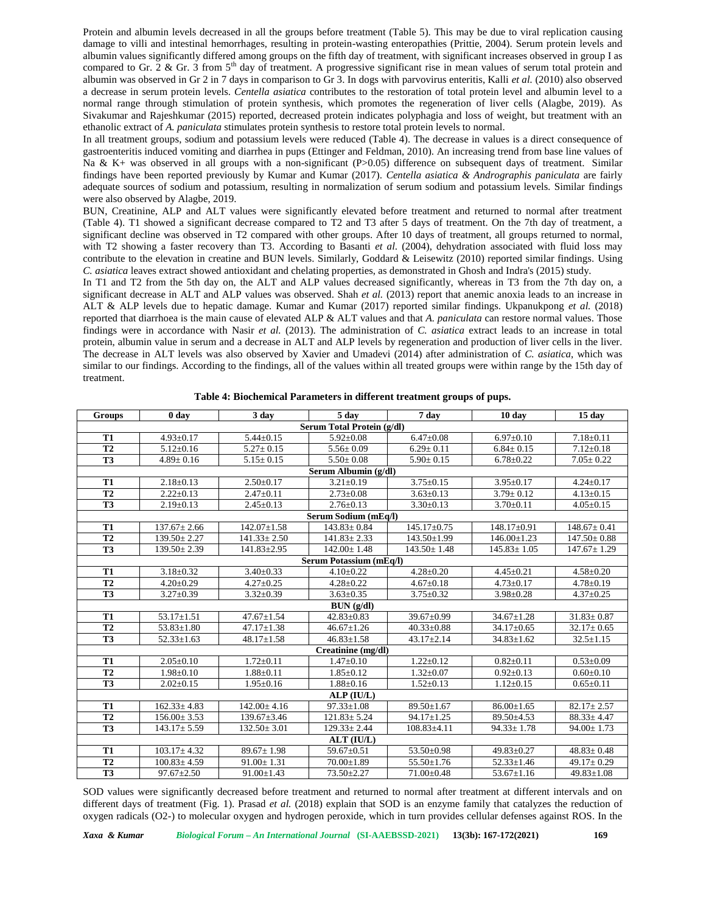Protein and albumin levels decreased in all the groups before treatment (Table 5). This may be due to viral replication causing damage to villi and intestinal hemorrhages, resulting in protein-wasting enteropathies (Prittie, 2004). Serum protein levels and albumin values significantly differed among groups on the fifth day of treatment, with significant increases observed in group I as compared to Gr. 2 & Gr. 3 from 5th day of treatment. A progressive significant rise in mean values of serum total protein and albumin was observed in Gr 2 in 7 days in comparison to Gr 3. In dogs with parvovirus enteritis, Kalli *et al.* (2010) also observed a decrease in serum protein levels. *Centella asiatica* contributes to the restoration of total protein level and albumin level to a normal range through stimulation of protein synthesis, which promotes the regeneration of liver cells (Alagbe, 2019). As Sivakumar and Rajeshkumar (2015) reported, decreased protein indicates polyphagia and loss of weight, but treatment with an ethanolic extract of *A. paniculata* stimulates protein synthesis to restore total protein levels to normal.

In all treatment groups, sodium and potassium levels were reduced (Table 4). The decrease in values is a direct consequence of gastroenteritis induced vomiting and diarrhea in pups (Ettinger and Feldman, 2010). An increasing trend from base line values of Na & K+ was observed in all groups with a non-significant ($P>0.05$) difference on subsequent days of treatment. Similar findings have been reported previously by Kumar and Kumar (2017). *Centella asiatica & Andrographis paniculata* are fairly adequate sources of sodium and potassium, resulting in normalization of serum sodium and potassium levels. Similar findings were also observed by Alagbe, 2019.

BUN, Creatinine, ALP and ALT values were significantly elevated before treatment and returned to normal after treatment (Table 4). T1 showed a significant decrease compared to T2 and T3 after 5 days of treatment. On the 7th day of treatment, a significant decline was observed in T2 compared with other groups. After 10 days of treatment, all groups returned to normal, with T2 showing a faster recovery than T3. According to Basanti *et al.* (2004), dehydration associated with fluid loss may contribute to the elevation in creatine and BUN levels. Similarly, Goddard & Leisewitz (2010) reported similar findings. Using *C. asiatica* leaves extract showed antioxidant and chelating properties, as demonstrated in Ghosh and Indra's (2015) study.

In T1 and T2 from the 5th day on, the ALT and ALP values decreased significantly, whereas in T3 from the 7th day on, a significant decrease in ALT and ALP values was observed. Shah *et al.* (2013) report that anemic anoxia leads to an increase in ALT & ALP levels due to hepatic damage. Kumar and Kumar (2017) reported similar findings. Ukpanukpong *et al.* (2018) reported that diarrhoea is the main cause of elevated ALP & ALT values and that *A. paniculata* can restore normal values. Those findings were in accordance with Nasir *et al.* (2013). The administration of *C. asiatica* extract leads to an increase in total protein, albumin value in serum and a decrease in ALT and ALP levels by regeneration and production of liver cells in the liver. The decrease in ALT levels was also observed by Xavier and Umadevi (2014) after administration of *C. asiatica*, which was similar to our findings. According to the findings, all of the values within all treated groups were within range by the 15th day of treatment.

**Table 4: Biochemical Parameters in different treatment groups of pups.**

| Groups | 0 day | 3 day | 5 day | 7 day | 10 day | 15 day |
|---|---|---|---|---|---|---|
| **Serum Total Protein (g/dl)** | | | | | | |
| T1 | 4.93±0.17 | 5.44±0.15 | 5.92±0.08 | 6.47±0.08 | 6.97±0.10 | 7.18±0.11 |
| T2 | 5.12±0.16 | 5.27± 0.15 | 5.56± 0.09 | 6.29± 0.11 | 6.84± 0.15 | 7.12±0.18 |
| T3 | 4.89± 0.16 | 5.15± 0.15 | 5.50± 0.08 | 5.90± 0.15 | 6.78±0.22 | 7.05± 0.22 |
| **Serum Albumin (g/dl)** | | | | | | |
| T1 | 2.18±0.13 | 2.50±0.17 | 3.21±0.19 | 3.75±0.15 | 3.95±0.17 | 4.24±0.17 |
| T2 | 2.22±0.13 | 2.47±0.11 | 2.73±0.08 | 3.63±0.13 | 3.79± 0.12 | 4.13±0.15 |
| T3 | 2.19±0.13 | 2.45±0.13 | 2.76±0.13 | 3.30±0.13 | 3.70±0.11 | 4.05±0.15 |
| **Serum Sodium (mEq/l)** | | | | | | |
| T1 | 137.67± 2.66 | 142.07±1.58 | 143.83± 0.84 | 145.17±0.75 | 148.17±0.91 | 148.67± 0.41 |
| T2 | 139.50± 2.27 | 141.33± 2.50 | 141.83± 2.33 | 143.50±1.99 | 146.00±1.23 | 147.50± 0.88 |
| T3 | 139.50± 2.39 | 141.83±2.95 | 142.00± 1.48 | 143.50± 1.48 | 145.83± 1.05 | 147.67± 1.29 |
| **Serum Potassium (mEq/l)** | | | | | | |
| T1 | 3.18±0.32 | 3.40±0.33 | 4.10±0.22 | 4.28±0.20 | 4.45±0.21 | 4.58±0.20 |
| T2 | 4.20±0.29 | 4.27±0.25 | 4.28±0.22 | 4.67±0.18 | 4.73±0.17 | 4.78±0.19 |
| T3 | 3.27±0.39 | 3.32±0.39 | 3.63±0.35 | 3.75±0.32 | 3.98±0.28 | 4.37±0.25 |
| **BUN (g/dl)** | | | | | | |
| T1 | 53.17±1.51 | 47.67±1.54 | 42.83±0.83 | 39.67±0.99 | 34.67±1.28 | 31.83± 0.87 |
| T2 | 53.83±1.80 | 47.17±1.38 | 46.67±1.26 | 40.33±0.88 | 34.17±0.65 | 32.17± 0.65 |
| T3 | 52.33±1.63 | 48.17±1.58 | 46.83±1.58 | 43.17±2.14 | 34.83±1.62 | 32.5±1.15 |
| **Creatinine (mg/dl)** | | | | | | |
| T1 | 2.05±0.10 | 1.72±0.11 | 1.47±0.10 | 1.22±0.12 | 0.82±0.11 | 0.53±0.09 |
| T2 | 1.98±0.10 | 1.88±0.11 | 1.85±0.12 | 1.32±0.07 | 0.92±0.13 | 0.60±0.10 |
| T3 | 2.02±0.15 | 1.95±0.16 | 1.88±0.16 | 1.52±0.13 | 1.12±0.15 | 0.65±0.11 |
| **ALP (IU/L)** | | | | | | |
| T1 | 162.33± 4.83 | 142.00± 4.16 | 97.33±1.08 | 89.50±1.67 | 86.00±1.65 | 82.17± 2.57 |
| T2 | 156.00± 3.53 | 139.67±3.46 | 121.83± 5.24 | 94.17±1.25 | 89.50±4.53 | 88.33± 4.47 |
| T3 | 143.17± 5.59 | 132.50± 3.01 | 129.33± 2.44 | 108.83±4.11 | 94.33± 1.78 | 94.00± 1.73 |
| **ALT (IU/L)** | | | | | | |
| T1 | 103.17± 4.32 | 89.67± 1.98 | 59.67±0.51 | 53.50±0.98 | 49.83±0.27 | 48.83± 0.48 |
| T2 | 100.83± 4.59 | 91.00± 1.31 | 70.00±1.89 | 55.50±1.76 | 52.33±1.46 | 49.17± 0.29 |
| T3 | 97.67±2.50 | 91.00±1.43 | 73.50±2.27 | 71.00±0.48 | 53.67±1.16 | 49.83±1.08 |

SOD values were significantly decreased before treatment and returned to normal after treatment at different intervals and on different days of treatment (Fig. 1). Prasad *et al.* (2018) explain that SOD is an enzyme family that catalyzes the reduction of oxygen radicals ($O2^-$) to molecular oxygen and hydrogen peroxide, which in turn provides cellular defenses against ROS. In the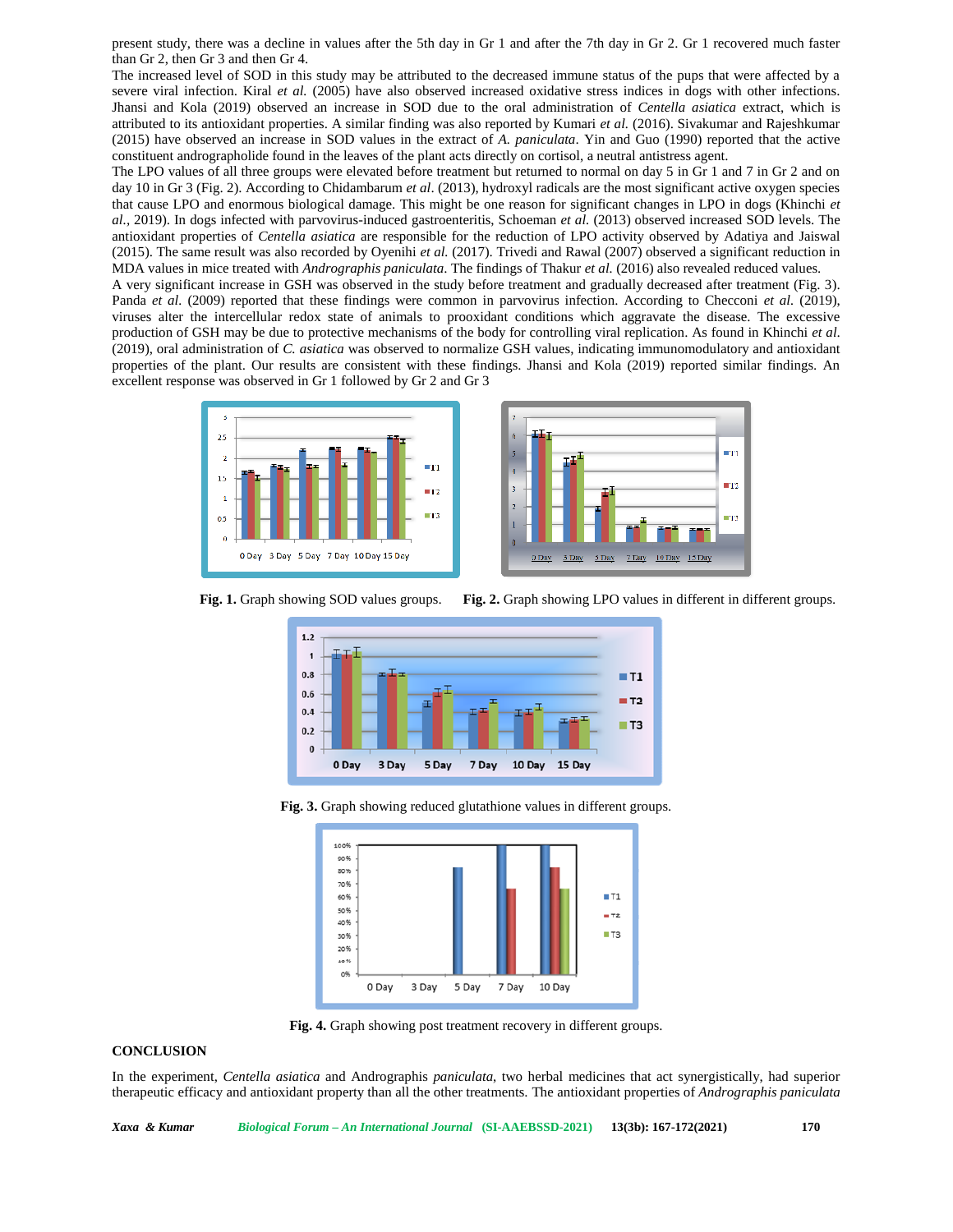present study, there was a decline in values after the 5th day in Gr 1 and after the 7th day in Gr 2. Gr 1 recovered much faster than Gr 2, then Gr 3 and then Gr 4.

The increased level of SOD in this study may be attributed to the decreased immune status of the pups that were affected by a severe viral infection. Kiral *et al.* (2005) have also observed increased oxidative stress indices in dogs with other infections. Jhansi and Kola (2019) observed an increase in SOD due to the oral administration of *Centella asiatica* extract, which is attributed to its antioxidant properties. A similar finding was also reported by Kumari *et al.* (2016). Sivakumar and Rajeshkumar (2015) have observed an increase in SOD values in the extract of *A. paniculata*. Yin and Guo (1990) reported that the active constituent andrographolide found in the leaves of the plant acts directly on cortisol, a neutral antistress agent.

The LPO values of all three groups were elevated before treatment but returned to normal on day 5 in Gr 1 and 7 in Gr 2 and on day 10 in Gr 3 (Fig. 2). According to Chidambarum *et al*. (2013), hydroxyl radicals are the most significant active oxygen species that cause LPO and enormous biological damage. This might be one reason for significant changes in LPO in dogs (Khinchi *et al.*, 2019). In dogs infected with parvovirus-induced gastroenteritis, Schoeman *et al.* (2013) observed increased SOD levels. The antioxidant properties of *Centella asiatica* are responsible for the reduction of LPO activity observed by Adatiya and Jaiswal (2015). The same result was also recorded by Oyenihi *et al.* (2017). Trivedi and Rawal (2007) observed a significant reduction in MDA values in mice treated with *Andrographis paniculata*. The findings of Thakur *et al.* (2016) also revealed reduced values.

A very significant increase in GSH was observed in the study before treatment and gradually decreased after treatment (Fig. 3). Panda *et al.* (2009) reported that these findings were common in parvovirus infection. According to Checconi *et al.* (2019), viruses alter the intercellular redox state of animals to prooxidant conditions which aggravate the disease. The excessive production of GSH may be due to protective mechanisms of the body for controlling viral replication. As found in Khinchi *et al.* (2019), oral administration of *C. asiatica* was observed to normalize GSH values, indicating immunomodulatory and antioxidant properties of the plant. Our results are consistent with these findings. Jhansi and Kola (2019) reported similar findings. An excellent response was observed in Gr 1 followed by Gr 2 and Gr 3

**Fig. 1.** Graph showing SOD values groups.

**Fig. 2.** Graph showing LPO values in different in different groups.

**Fig. 3.** Graph showing reduced glutathione values in different groups.

**Fig. 4.** Graph showing post treatment recovery in different groups.

## CONCLUSION

In the experiment, *Centella asiatica* and Andrographis *paniculata*, two herbal medicines that act synergistically, had superior therapeutic efficacy and antioxidant property than all the other treatments. The antioxidant properties of *Andrographis paniculata*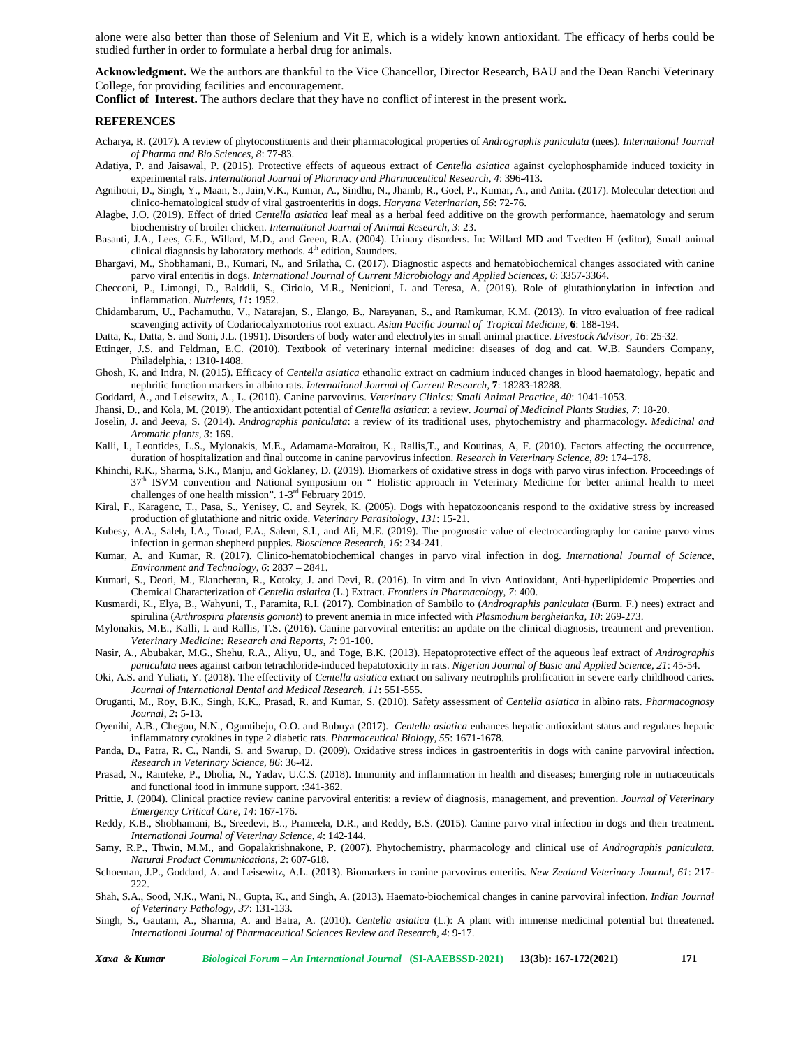alone were also better than those of Selenium and Vit E, which is a widely known antioxidant. The efficacy of herbs could be studied further in order to formulate a herbal drug for animals.

**Acknowledgment.** We the authors are thankful to the Vice Chancellor, Director Research, BAU and the Dean Ranchi Veterinary College, for providing facilities and encouragement.

**Conflict of Interest.** The authors declare that they have no conflict of interest in the present work.

## REFERENCES

Acharya, R. (2017). A review of phytoconstituents and their pharmacological properties of *Andrographis paniculata* (nees). *International Journal of Pharma and Bio Sciences, 8*: 77-83.

Adatiya, P. and Jaisawal, P. (2015). Protective effects of aqueous extract of *Centella asiatica* against cyclophosphamide induced toxicity in experimental rats. *International Journal of Pharmacy and Pharmaceutical Research, 4*: 396-413.

Agnihotri, D., Singh, Y., Maan, S., Jain,V.K., Kumar, A., Sindhu, N., Jhamb, R., Goel, P., Kumar, A., and Anita. (2017). Molecular detection and clinico-hematological study of viral gastroenteritis in dogs. *Haryana Veterinarian, 56*: 72-76.

Alagbe, J.O. (2019). Effect of dried *Centella asiatica* leaf meal as a herbal feed additive on the growth performance, haematology and serum biochemistry of broiler chicken. *International Journal of Animal Research, 3*: 23.

Basanti, J.A., Lees, G.E., Willard, M.D., and Green, R.A. (2004). Urinary disorders. In: Willard MD and Tvedten H (editor), Small animal clinical diagnosis by laboratory methods. 4th edition, Saunders.

Bhargavi, M., Shobhamani, B., Kumari, N., and Srilatha, C. (2017). Diagnostic aspects and hematobiochemical changes associated with canine parvo viral enteritis in dogs. *International Journal of Current Microbiology and Applied Sciences, 6*: 3357-3364.

Checconi, P., Limongi, D., Balddli, S., Ciriolo, M.R., Nenicioni, L and Teresa, A. (2019). Role of glutathionylation in infection and inflammation. *Nutrients, 11***:** 1952.

Chidambarum, U., Pachamuthu, V., Natarajan, S., Elango, B., Narayanan, S., and Ramkumar, K.M. (2013). In vitro evaluation of free radical scavenging activity of Codariocalyxmotorius root extract. *Asian Pacific Journal of Tropical Medicine,* **6**: 188-194.

Datta, K., Datta, S. and Soni, J.L. (1991). Disorders of body water and electrolytes in small animal practice. *Livestock Advisor, 16*: 25-32.

Ettinger, J.S. and Feldman, E.C. (2010). Textbook of veterinary internal medicine: diseases of dog and cat. W.B. Saunders Company, Philadelphia, : 1310-1408.

Ghosh, K. and Indra, N. (2015). Efficacy of *Centella asiatica* ethanolic extract on cadmium induced changes in blood haematology, hepatic and nephritic function markers in albino rats. *International Journal of Current Research,* **7**: 18283-18288.

Goddard, A., and Leisewitz, A., L. (2010). Canine parvovirus. *Veterinary Clinics: Small Animal Practice, 40*: 1041-1053.

Jhansi, D., and Kola, M. (2019). The antioxidant potential of *Centella asiatica*: a review. *Journal of Medicinal Plants Studies, 7*: 18-20.

Joselin, J. and Jeeva, S. (2014). *Andrographis paniculata*: a review of its traditional uses, phytochemistry and pharmacology. *Medicinal and Aromatic plants, 3*: 169.

Kalli, I., Leontides, L.S., Mylonakis, M.E., Adamama-Moraitou, K., Rallis,T., and Koutinas, A, F. (2010). Factors affecting the occurrence, duration of hospitalization and final outcome in canine parvovirus infection. *Research in Veterinary Science, 89***:** 174–178.

Khinchi, R.K., Sharma, S.K., Manju, and Goklaney, D. (2019). Biomarkers of oxidative stress in dogs with parvo virus infection. Proceedings of 37th ISVM convention and National symposium on " Holistic approach in Veterinary Medicine for better animal health to meet challenges of one health mission". 1-3rd February 2019.

Kiral, F., Karagenc, T., Pasa, S., Yenisey, C. and Seyrek, K. (2005). Dogs with hepatozooncanis respond to the oxidative stress by increased production of glutathione and nitric oxide. *Veterinary Parasitology, 131*: 15-21.

Kubesy, A.A., Saleh, I.A., Torad, F.A., Salem, S.I., and Ali, M.E. (2019). The prognostic value of electrocardiography for canine parvo virus infection in german shepherd puppies. *Bioscience Research, 16*: 234-241.

Kumar, A. and Kumar, R. (2017). Clinico-hematobiochemical changes in parvo viral infection in dog. *International Journal of Science, Environment and Technology, 6*: 2837 – 2841.

Kumari, S., Deori, M., Elancheran, R., Kotoky, J. and Devi, R. (2016). In vitro and In vivo Antioxidant, Anti-hyperlipidemic Properties and Chemical Characterization of *Centella asiatica* (L.) Extract. *Frontiers in Pharmacology, 7*: 400.

Kusmardi, K., Elya, B., Wahyuni, T., Paramita, R.I. (2017). Combination of Sambilo to (*Andrographis paniculata* (Burm. F.) nees) extract and spirulina (*Arthrospira platensis gomont*) to prevent anemia in mice infected with *Plasmodium bergheianka, 10*: 269-273.

Mylonakis, M.E., Kalli, I. and Rallis, T.S. (2016). Canine parvoviral enteritis: an update on the clinical diagnosis, treatment and prevention. *Veterinary Medicine: Research and Reports, 7*: 91-100.

Nasir, A., Abubakar, M.G., Shehu, R.A., Aliyu, U., and Toge, B.K. (2013). Hepatoprotective effect of the aqueous leaf extract of *Andrographis paniculata* nees against carbon tetrachloride-induced hepatotoxicity in rats. *Nigerian Journal of Basic and Applied Science, 21*: 45-54.

Oki, A.S. and Yuliati, Y. (2018). The effectivity of *Centella asiatica* extract on salivary neutrophils prolification in severe early childhood caries. *Journal of International Dental and Medical Research, 11***:** 551-555.

Oruganti, M., Roy, B.K., Singh, K.K., Prasad, R. and Kumar, S. (2010). Safety assessment of *Centella asiatica* in albino rats. *Pharmacognosy Journal, 2***:** 5-13.

Oyenihi, A.B., Chegou, N.N., Oguntibeju, O.O. and Bubuya (2017). *Centella asiatica* enhances hepatic antioxidant status and regulates hepatic inflammatory cytokines in type 2 diabetic rats. *Pharmaceutical Biology, 55*: 1671-1678.

Panda, D., Patra, R. C., Nandi, S. and Swarup, D. (2009). Oxidative stress indices in gastroenteritis in dogs with canine parvoviral infection. *Research in Veterinary Science, 86*: 36-42.

Prasad, N., Ramteke, P., Dholia, N., Yadav, U.C.S. (2018). Immunity and inflammation in health and diseases; Emerging role in nutraceuticals and functional food in immune support. :341-362.

Prittie, J. (2004). Clinical practice review canine parvoviral enteritis: a review of diagnosis, management, and prevention. *Journal of Veterinary Emergency Critical Care, 14*: 167-176.

Reddy, K.B., Shobhamani, B., Sreedevi, B.., Prameela, D.R., and Reddy, B.S. (2015). Canine parvo viral infection in dogs and their treatment. *International Journal of Veterinay Science, 4*: 142-144.

Samy, R.P., Thwin, M.M., and Gopalakrishnakone, P. (2007). Phytochemistry, pharmacology and clinical use of *Andrographis paniculata. Natural Product Communications, 2*: 607-618.

Schoeman, J.P., Goddard, A. and Leisewitz, A.L. (2013). Biomarkers in canine parvovirus enteritis. *New Zealand Veterinary Journal, 61*: 217-222.

Shah, S.A., Sood, N.K., Wani, N., Gupta, K., and Singh, A. (2013). Haemato-biochemical changes in canine parvoviral infection. *Indian Journal of Veterinary Pathology, 37*: 131-133.

Singh, S., Gautam, A., Sharma, A. and Batra, A. (2010). *Centella asiatica* (L.): A plant with immense medicinal potential but threatened. *International Journal of Pharmaceutical Sciences Review and Research, 4*: 9-17.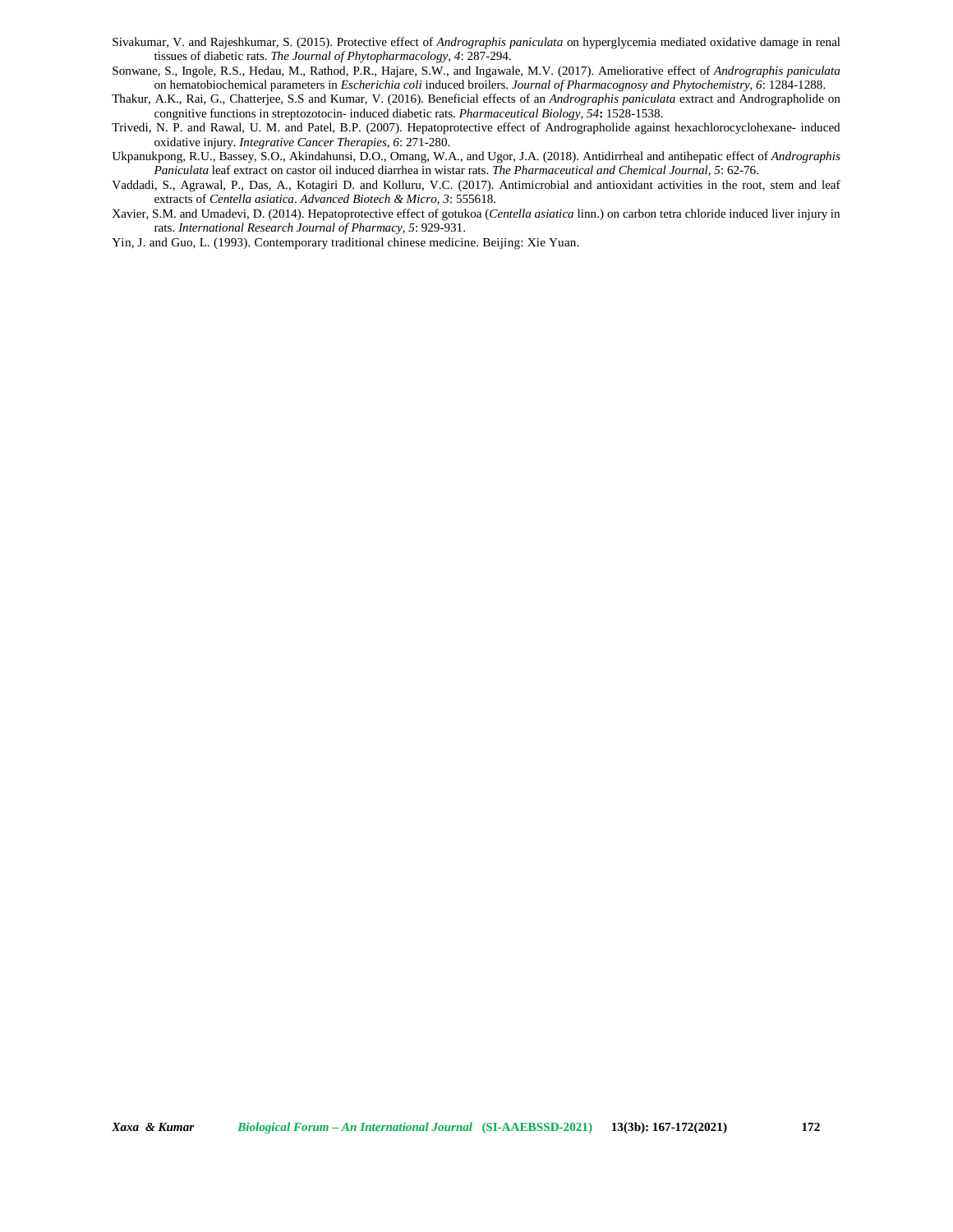Sivakumar, V. and Rajeshkumar, S. (2015). Protective effect of *Andrographis paniculata* on hyperglycemia mediated oxidative damage in renal tissues of diabetic rats. *The Journal of Phytopharmacology, 4*: 287-294.

Sonwane, S., Ingole, R.S., Hedau, M., Rathod, P.R., Hajare, S.W., and Ingawale, M.V. (2017). Ameliorative effect of *Andrographis paniculata* on hematobiochemical parameters in *Escherichia coli* induced broilers. *Journal of Pharmacognosy and Phytochemistry, 6*: 1284-1288.

Thakur, A.K., Rai, G., Chatterjee, S.S and Kumar, V. (2016). Beneficial effects of an *Andrographis paniculata* extract and Andrographolide on congnitive functions in streptozotocin- induced diabetic rats. *Pharmaceutical Biology, 54***:** 1528-1538.

Trivedi, N. P. and Rawal, U. M. and Patel, B.P. (2007). Hepatoprotective effect of Andrographolide against hexachlorocyclohexane- induced oxidative injury. *Integrative Cancer Therapies, 6*: 271-280.

Ukpanukpong, R.U., Bassey, S.O., Akindahunsi, D.O., Omang, W.A., and Ugor, J.A. (2018). Antidirrheal and antihepatic effect of *Andrographis Paniculata* leaf extract on castor oil induced diarrhea in wistar rats. *The Pharmaceutical and Chemical Journal, 5*: 62-76.

Vaddadi, S., Agrawal, P., Das, A., Kotagiri D. and Kolluru, V.C. (2017). Antimicrobial and antioxidant activities in the root, stem and leaf extracts of *Centella asiatica*. *Advanced Biotech & Micro, 3*: 555618.

Xavier, S.M. and Umadevi, D. (2014). Hepatoprotective effect of gotukoa (*Centella asiatica* linn.) on carbon tetra chloride induced liver injury in rats. *International Research Journal of Pharmacy, 5*: 929-931.

Yin, J. and Guo, L. (1993). Contemporary traditional chinese medicine. Beijing: Xie Yuan.